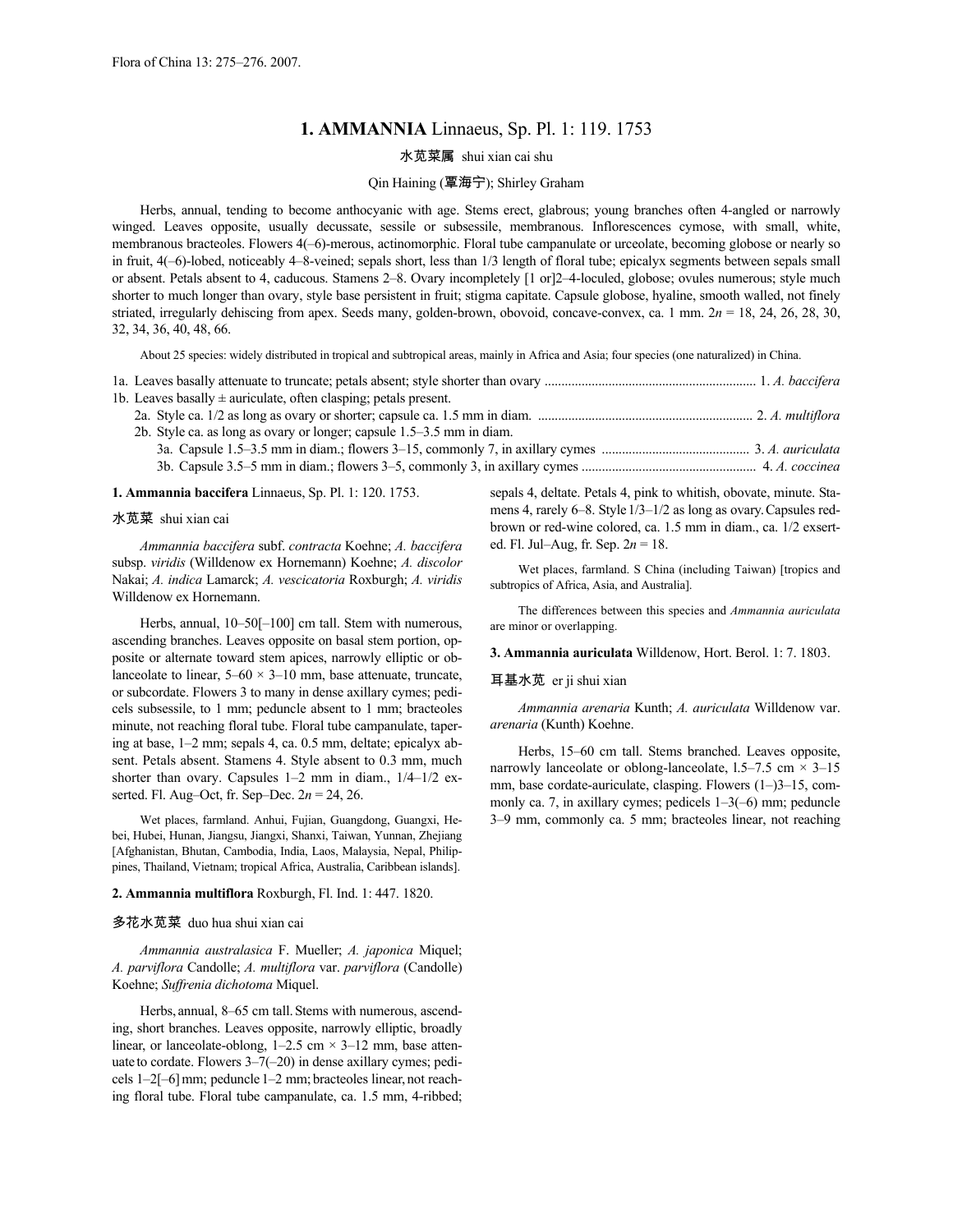# 1. AMMANNIA Linnaeus, Sp. Pl. 1: 119. 1753

水苋菜属 shui xian cai shu

Qin Haining (覃海宁); Shirley Graham

Herbs, annual, tending to become anthocyanic with age. Stems erect, glabrous; young branches often 4-angled or narrowly winged. Leaves opposite, usually decussate, sessile or subsessile, membranous. Inflorescences cymose, with small, white, membranous bracteoles. Flowers 4(–6)-merous, actinomorphic. Floral tube campanulate or urceolate, becoming globose or nearly so in fruit, 4(–6)-lobed, noticeably 4–8-veined; sepals short, less than 1/3 length of floral tube; epicalyx segments between sepals small or absent. Petals absent to 4, caducous. Stamens 2–8. Ovary incompletely [1 or]2–4-loculed, globose; ovules numerous; style much shorter to much longer than ovary, style base persistent in fruit; stigma capitate. Capsule globose, hyaline, smooth walled, not finely striated, irregularly dehiscing from apex. Seeds many, golden-brown, obovoid, concave-convex, ca. 1 mm. $2n$ = 18, 24, 26, 28, 30, 32, 34, 36, 40, 48, 66.

About 25 species: widely distributed in tropical and subtropical areas, mainly in Africa and Asia; four species (one naturalized) in China.

1a. Leaves basally attenuate to truncate; petals absent; style shorter than ovary .................................................... 1. *A. baccifera*
1b. Leaves basally ± auriculate, often clasping; petals present.
  2a. Style ca. 1/2 as long as ovary or shorter; capsule ca. 1.5 mm in diam. ................................................ 2. *A. multiflora*
  2b. Style ca. as long as ovary or longer; capsule 1.5–3.5 mm in diam.
    3a. Capsule 1.5–3.5 mm in diam.; flowers 3–15, commonly 7, in axillary cymes ................................ 3. *A. auriculata*
    3b. Capsule 3.5–5 mm in diam.; flowers 3–5, commonly 3, in axillary cymes .......................................... 4. *A. coccinea*

**1. Ammannia baccifera** Linnaeus, Sp. Pl. 1: 120. 1753.

水苋菜 shui xian cai

*Ammannia baccifera* subf. *contracta* Koehne; *A. baccifera* subsp. *viridis* (Willdenow ex Hornemann) Koehne; *A. discolor* Nakai; *A. indica* Lamarck; *A. vescicatoria* Roxburgh; *A. viridis* Willdenow ex Hornemann.

Herbs, annual, 10–50[–100] cm tall. Stem with numerous, ascending branches. Leaves opposite on basal stem portion, opposite or alternate toward stem apices, narrowly elliptic or oblanceolate to linear, 5–60 × 3–10 mm, base attenuate, truncate, or subcordate. Flowers 3 to many in dense axillary cymes; pedicels subsessile, to 1 mm; peduncle absent to 1 mm; bracteoles minute, not reaching floral tube. Floral tube campanulate, tapering at base, 1–2 mm; sepals 4, ca. 0.5 mm, deltate; epicalyx absent. Petals absent. Stamens 4. Style absent to 0.3 mm, much shorter than ovary. Capsules 1–2 mm in diam., 1/4–1/2 exserted. Fl. Aug–Oct, fr. Sep–Dec. $2n$ = 24, 26.

Wet places, farmland. Anhui, Fujian, Guangdong, Guangxi, Hebei, Hubei, Hunan, Jiangsu, Jiangxi, Shanxi, Taiwan, Yunnan, Zhejiang [Afghanistan, Bhutan, Cambodia, India, Laos, Malaysia, Nepal, Philippines, Thailand, Vietnam; tropical Africa, Australia, Caribbean islands].

**2. Ammannia multiflora** Roxburgh, Fl. Ind. 1: 447. 1820.

多花水苋菜 duo hua shui xian cai

*Ammannia australasica* F. Mueller; *A. japonica* Miquel; *A. parviflora* Candolle; *A. multiflora* var. *parviflora* (Candolle) Koehne; *Suffrenia dichotoma* Miquel.

Herbs, annual, 8–65 cm tall. Stems with numerous, ascending, short branches. Leaves opposite, narrowly elliptic, broadly linear, or lanceolate-oblong, 1–2.5 cm × 3–12 mm, base attenuate to cordate. Flowers 3–7(–20) in dense axillary cymes; pedicels 1–2[–6] mm; peduncle 1–2 mm; bracteoles linear, not reaching floral tube. Floral tube campanulate, ca. 1.5 mm, 4-ribbed; sepals 4, deltate. Petals 4, pink to whitish, obovate, minute. Stamens 4, rarely 6–8. Style 1/3–1/2 as long as ovary. Capsules red-brown or red-wine colored, ca. 1.5 mm in diam., ca. 1/2 exserted. Fl. Jul–Aug, fr. Sep. $2n$ = 18.

Wet places, farmland. S China (including Taiwan) [tropics and subtropics of Africa, Asia, and Australia].

The differences between this species and *Ammannia auriculata* are minor or overlapping.

**3. Ammannia auriculata** Willdenow, Hort. Berol. 1: 7. 1803.

耳基水苋 er ji shui xian

*Ammannia arenaria* Kunth; *A. auriculata* Willdenow var. *arenaria* (Kunth) Koehne.

Herbs, 15–60 cm tall. Stems branched. Leaves opposite, narrowly lanceolate or oblong-lanceolate, 1.5–7.5 cm × 3–15 mm, base cordate-auriculate, clasping. Flowers (1–)3–15, commonly ca. 7, in axillary cymes; pedicels 1–3(–6) mm; peduncle 3–9 mm, commonly ca. 5 mm; bracteoles linear, not reaching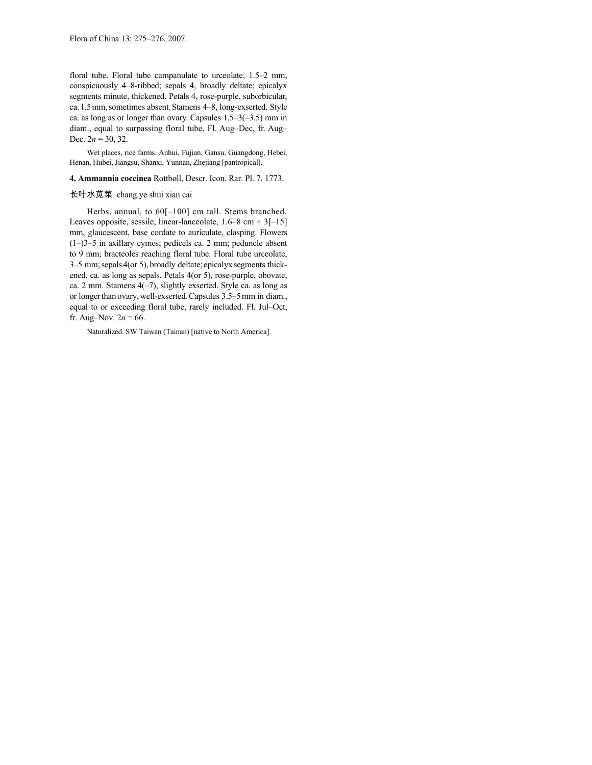floral tube. Floral tube campanulate to urceolate, 1.5–2 mm, conspicuously 4–8-ribbed; sepals 4, broadly deltate; epicalyx segments minute, thickened. Petals 4, rose-purple, suborbicular, ca. 1.5 mm, sometimes absent. Stamens 4–8, long-exserted. Style ca. as long as or longer than ovary. Capsules 1.5–3(–3.5) mm in diam., equal to surpassing floral tube. Fl. Aug–Dec, fr. Aug–Dec. $2n$ = 30, 32.

Wet places, rice farms. Anhui, Fujian, Gansu, Guangdong, Hebei, Henan, Hubei, Jiangsu, Shanxi, Yunnan, Zhejiang [pantropical].

**4. Ammannia coccinea** Rottbøll, Descr. Icon. Rar. Pl. 7. 1773.

长叶水苋菜 chang ye shui xian cai

Herbs, annual, to 60[–100] cm tall. Stems branched. Leaves opposite, sessile, linear-lanceolate, 1.6–8 cm × 3[–15] mm, glaucescent, base cordate to auriculate, clasping. Flowers (1–)3–5 in axillary cymes; pedicels ca. 2 mm; peduncle absent to 9 mm; bracteoles reaching floral tube. Floral tube urceolate, 3–5 mm; sepals 4(or 5), broadly deltate; epicalyx segments thickened, ca. as long as sepals. Petals 4(or 5), rose-purple, obovate, ca. 2 mm. Stamens 4(–7), slightly exserted. Style ca. as long as or longer than ovary, well-exserted. Capsules 3.5–5 mm in diam., equal to or exceeding floral tube, rarely included. Fl. Jul–Oct, fr. Aug–Nov. $2n$ = 66.

Naturalized. SW Taiwan (Tainan) [native to North America].